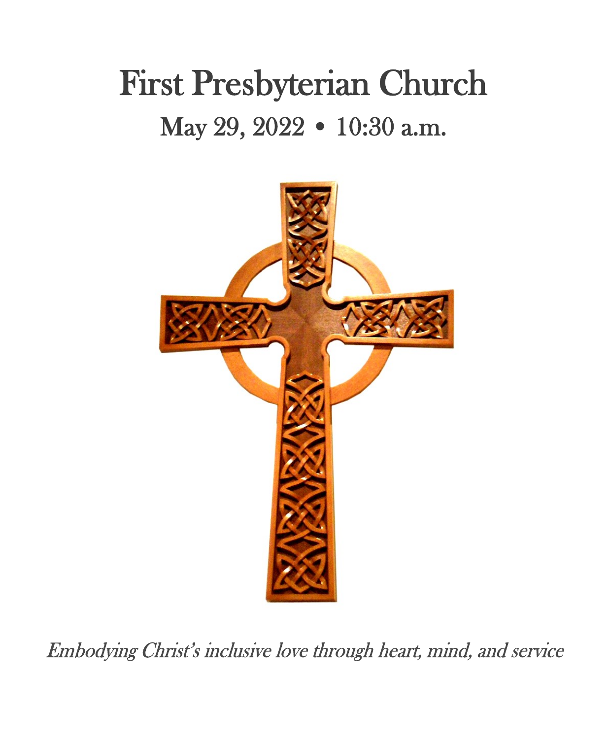# First Presbyterian Church

## May 29, 2022 • 10:30 a.m.

*Embodying Christ's inclusive love through heart, mind, and service*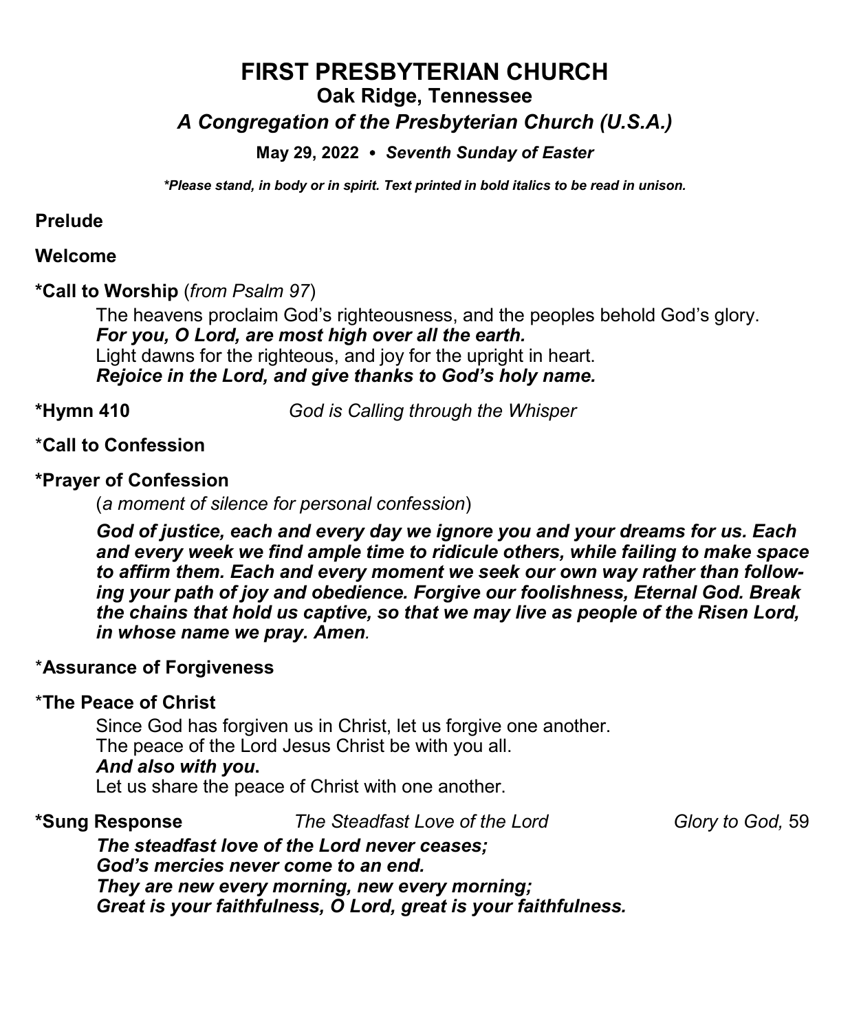# FIRST PRESBYTERIAN CHURCH

## Oak Ridge, Tennessee

### *A Congregation of the Presbyterian Church (U.S.A.)*

**May 29, 2022 • *Seventh Sunday of Easter***

***\*Please stand, in body or in spirit. Text printed in bold italics to be read in unison.***

**Prelude**

**Welcome**

**\*Call to Worship** (*from Psalm 97*)

The heavens proclaim God's righteousness, and the peoples behold God's glory.
***For you, O Lord, are most high over all the earth.***
Light dawns for the righteous, and joy for the upright in heart.
***Rejoice in the Lord, and give thanks to God's holy name.***

**\*Hymn 410** *God is Calling through the Whisper*

**\*Call to Confession**

**\*Prayer of Confession**

(*a moment of silence for personal confession*)

***God of justice, each and every day we ignore you and your dreams for us. Each and every week we find ample time to ridicule others, while failing to make space to affirm them. Each and every moment we seek our own way rather than following your path of joy and obedience. Forgive our foolishness, Eternal God. Break the chains that hold us captive, so that we may live as people of the Risen Lord, in whose name we pray. Amen.***

**\*Assurance of Forgiveness**

**\*The Peace of Christ**

Since God has forgiven us in Christ, let us forgive one another.
The peace of the Lord Jesus Christ be with you all.
***And also with you.***
Let us share the peace of Christ with one another.

**\*Sung Response** *The Steadfast Love of the Lord* *Glory to God,* 59

***The steadfast love of the Lord never ceases;
God's mercies never come to an end.
They are new every morning, new every morning;
Great is your faithfulness, O Lord, great is your faithfulness.***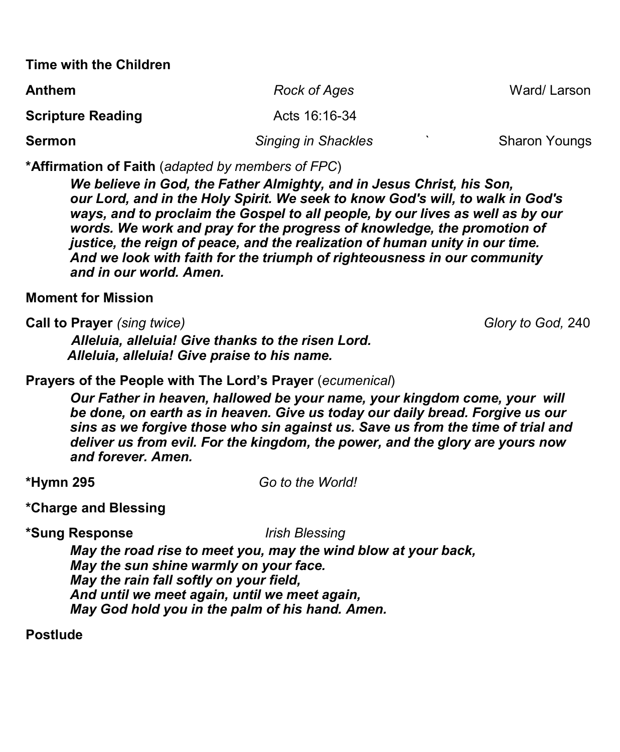**Time with the Children**

**Anthem** *Rock of Ages* Ward/ Larson

**Scripture Reading** Acts 16:16-34

**Sermon** *Singing in Shackles* ` Sharon Youngs

**\*Affirmation of Faith** (*adapted by members of FPC*)

> ***We believe in God, the Father Almighty, and in Jesus Christ, his Son, our Lord, and in the Holy Spirit. We seek to know God's will, to walk in God's ways, and to proclaim the Gospel to all people, by our lives as well as by our words. We work and pray for the progress of knowledge, the promotion of justice, the reign of peace, and the realization of human unity in our time. And we look with faith for the triumph of righteousness in our community and in our world. Amen.***

**Moment for Mission**

**Call to Prayer** *(sing twice)* *Glory to God,* 240

> ***Alleluia, alleluia! Give thanks to the risen Lord.***
> ***Alleluia, alleluia! Give praise to his name.***

**Prayers of the People with The Lord's Prayer** (*ecumenical*)

> ***Our Father in heaven, hallowed be your name, your kingdom come, your will be done, on earth as in heaven. Give us today our daily bread. Forgive us our sins as we forgive those who sin against us. Save us from the time of trial and deliver us from evil. For the kingdom, the power, and the glory are yours now and forever. Amen.***

**\*Hymn 295** *Go to the World!*

**\*Charge and Blessing**

**\*Sung Response** *Irish Blessing*

> ***May the road rise to meet you, may the wind blow at your back,***
> ***May the sun shine warmly on your face.***
> ***May the rain fall softly on your field,***
> ***And until we meet again, until we meet again,***
> ***May God hold you in the palm of his hand. Amen.***

**Postlude**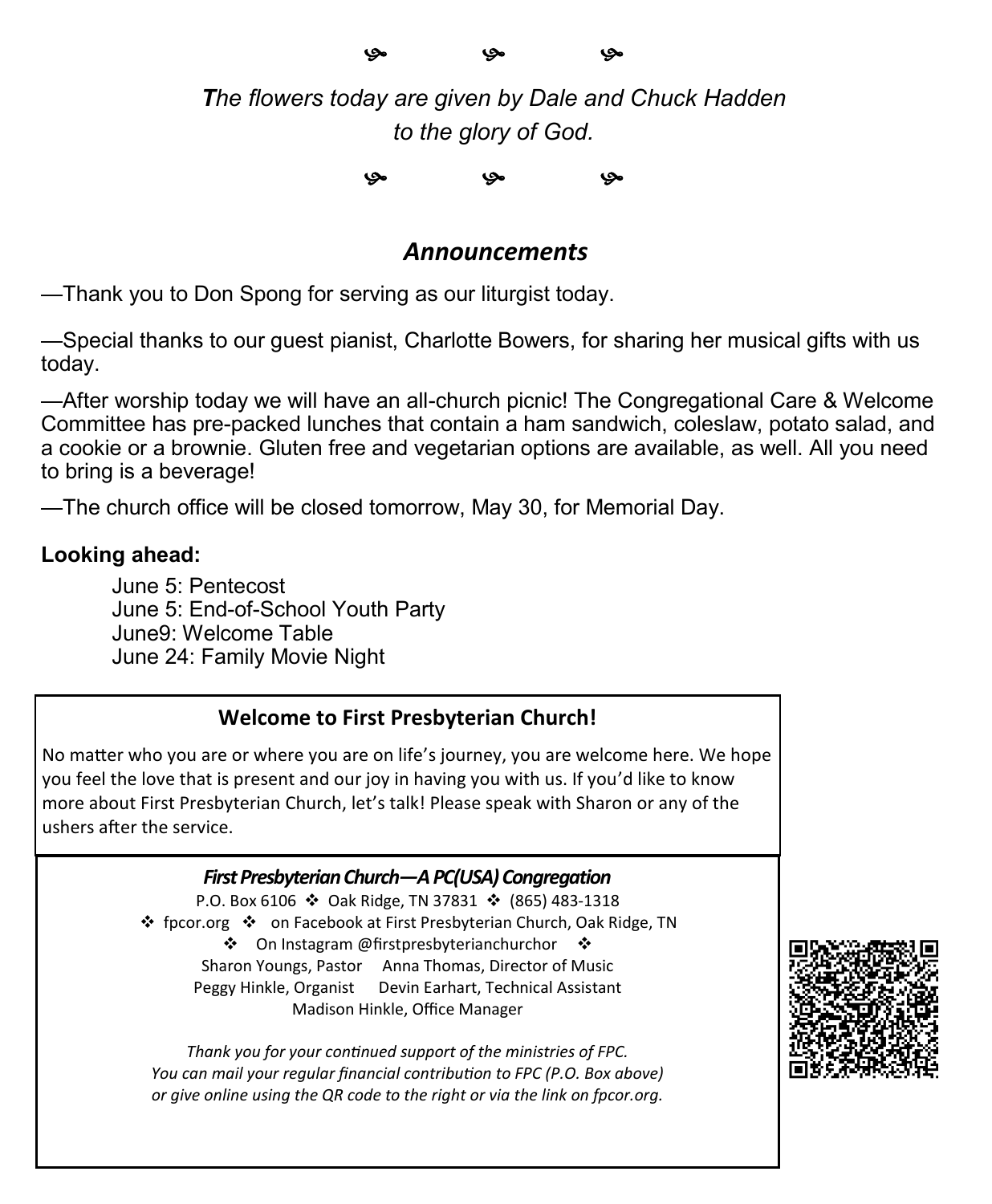❧ ❧ ❧

*The flowers today are given by Dale and Chuck Hadden to the glory of God.*

❧ ❧ ❧

## *Announcements*

—Thank you to Don Spong for serving as our liturgist today.

—Special thanks to our guest pianist, Charlotte Bowers, for sharing her musical gifts with us today.

—After worship today we will have an all-church picnic! The Congregational Care & Welcome Committee has pre-packed lunches that contain a ham sandwich, coleslaw, potato salad, and a cookie or a brownie. Gluten free and vegetarian options are available, as well. All you need to bring is a beverage!

—The church office will be closed tomorrow, May 30, for Memorial Day.

**Looking ahead:**

June 5: Pentecost
June 5: End-of-School Youth Party
June9: Welcome Table
June 24: Family Movie Night

### Welcome to First Presbyterian Church!

No matter who you are or where you are on life's journey, you are welcome here. We hope you feel the love that is present and our joy in having you with us. If you'd like to know more about First Presbyterian Church, let's talk! Please speak with Sharon or any of the ushers after the service.

***First Presbyterian Church—A PC(USA) Congregation***

P.O. Box 6106 ❖ Oak Ridge, TN 37831 ❖ (865) 483-1318
❖ fpcor.org ❖ on Facebook at First Presbyterian Church, Oak Ridge, TN
❖ On Instagram @firstpresbyterianchurchor ❖
Sharon Youngs, Pastor Anna Thomas, Director of Music
Peggy Hinkle, Organist Devin Earhart, Technical Assistant
Madison Hinkle, Office Manager

*Thank you for your continued support of the ministries of FPC.*
*You can mail your regular financial contribution to FPC (P.O. Box above) or give online using the QR code to the right or via the link on fpcor.org.*